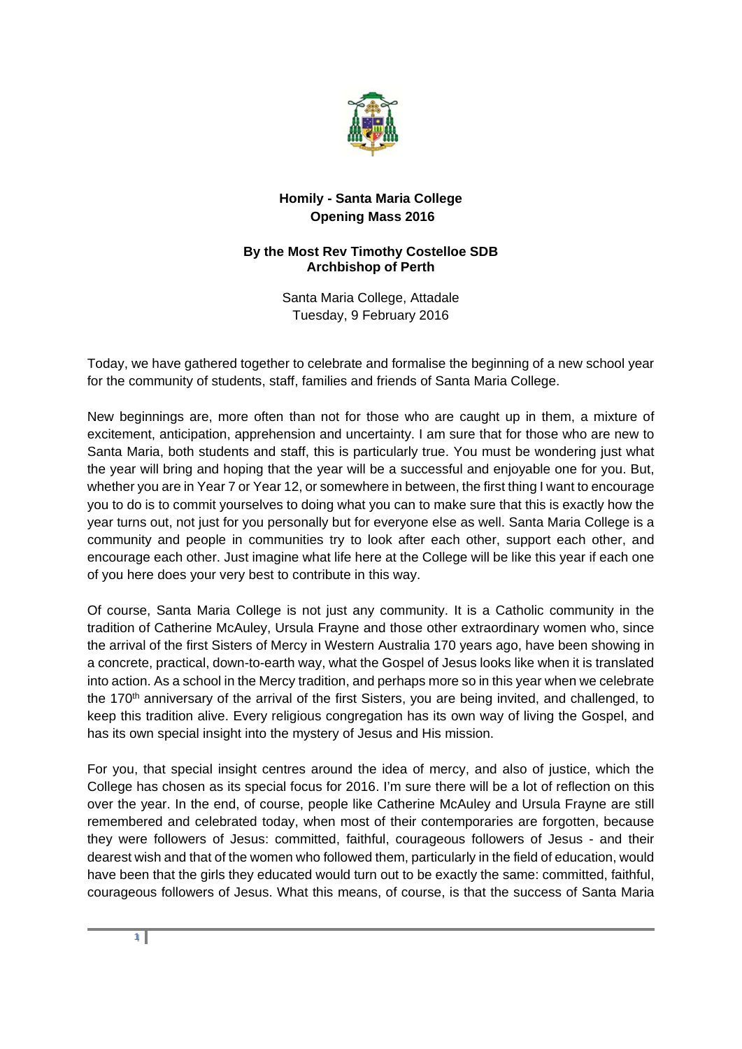**Homily - Santa Maria College**
**Opening Mass 2016**

**By the Most Rev Timothy Costelloe SDB**
**Archbishop of Perth**

Santa Maria College, Attadale
Tuesday, 9 February 2016

Today, we have gathered together to celebrate and formalise the beginning of a new school year for the community of students, staff, families and friends of Santa Maria College.

New beginnings are, more often than not for those who are caught up in them, a mixture of excitement, anticipation, apprehension and uncertainty. I am sure that for those who are new to Santa Maria, both students and staff, this is particularly true. You must be wondering just what the year will bring and hoping that the year will be a successful and enjoyable one for you. But, whether you are in Year 7 or Year 12, or somewhere in between, the first thing I want to encourage you to do is to commit yourselves to doing what you can to make sure that this is exactly how the year turns out, not just for you personally but for everyone else as well. Santa Maria College is a community and people in communities try to look after each other, support each other, and encourage each other. Just imagine what life here at the College will be like this year if each one of you here does your very best to contribute in this way.

Of course, Santa Maria College is not just any community. It is a Catholic community in the tradition of Catherine McAuley, Ursula Frayne and those other extraordinary women who, since the arrival of the first Sisters of Mercy in Western Australia 170 years ago, have been showing in a concrete, practical, down-to-earth way, what the Gospel of Jesus looks like when it is translated into action. As a school in the Mercy tradition, and perhaps more so in this year when we celebrate the 170th anniversary of the arrival of the first Sisters, you are being invited, and challenged, to keep this tradition alive. Every religious congregation has its own way of living the Gospel, and has its own special insight into the mystery of Jesus and His mission.

For you, that special insight centres around the idea of mercy, and also of justice, which the College has chosen as its special focus for 2016. I'm sure there will be a lot of reflection on this over the year. In the end, of course, people like Catherine McAuley and Ursula Frayne are still remembered and celebrated today, when most of their contemporaries are forgotten, because they were followers of Jesus: committed, faithful, courageous followers of Jesus - and their dearest wish and that of the women who followed them, particularly in the field of education, would have been that the girls they educated would turn out to be exactly the same: committed, faithful, courageous followers of Jesus. What this means, of course, is that the success of Santa Maria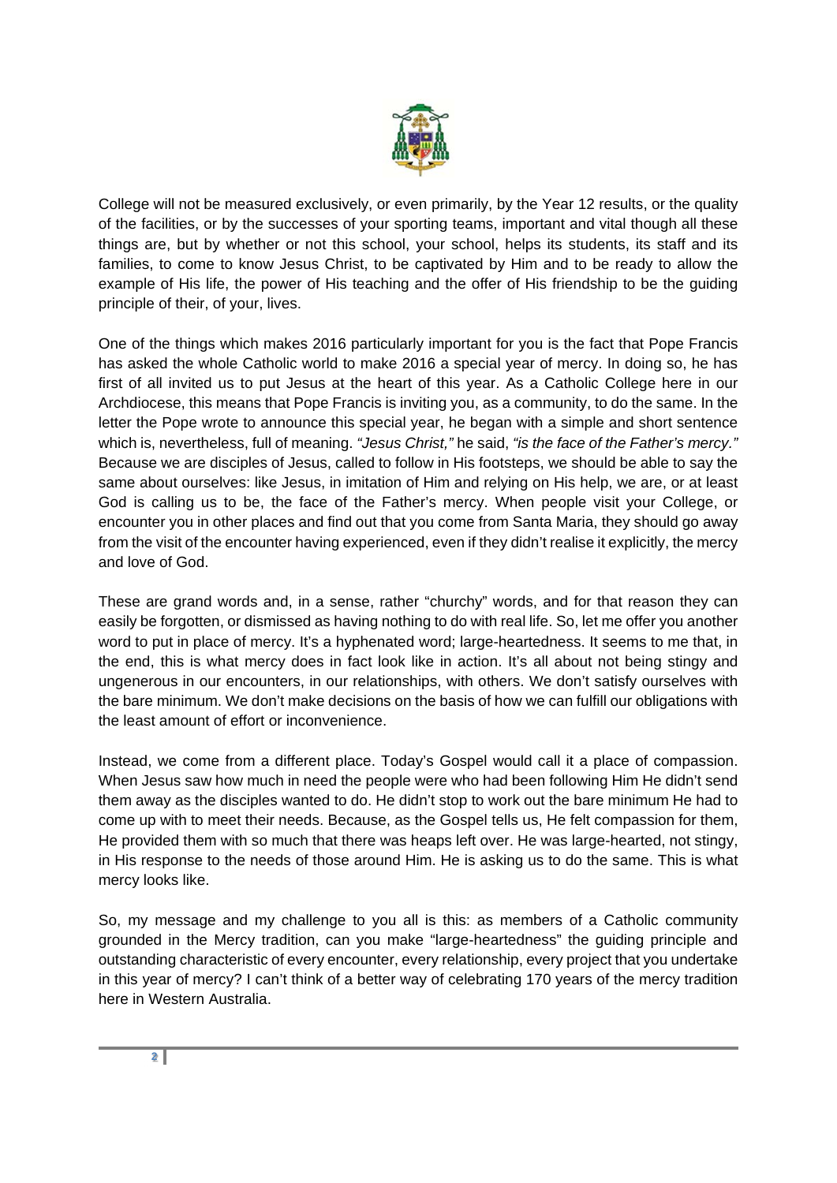College will not be measured exclusively, or even primarily, by the Year 12 results, or the quality of the facilities, or by the successes of your sporting teams, important and vital though all these things are, but by whether or not this school, your school, helps its students, its staff and its families, to come to know Jesus Christ, to be captivated by Him and to be ready to allow the example of His life, the power of His teaching and the offer of His friendship to be the guiding principle of their, of your, lives.

One of the things which makes 2016 particularly important for you is the fact that Pope Francis has asked the whole Catholic world to make 2016 a special year of mercy. In doing so, he has first of all invited us to put Jesus at the heart of this year. As a Catholic College here in our Archdiocese, this means that Pope Francis is inviting you, as a community, to do the same. In the letter the Pope wrote to announce this special year, he began with a simple and short sentence which is, nevertheless, full of meaning. *"Jesus Christ,"* he said, *"is the face of the Father's mercy."* Because we are disciples of Jesus, called to follow in His footsteps, we should be able to say the same about ourselves: like Jesus, in imitation of Him and relying on His help, we are, or at least God is calling us to be, the face of the Father's mercy. When people visit your College, or encounter you in other places and find out that you come from Santa Maria, they should go away from the visit of the encounter having experienced, even if they didn't realise it explicitly, the mercy and love of God.

These are grand words and, in a sense, rather "churchy" words, and for that reason they can easily be forgotten, or dismissed as having nothing to do with real life. So, let me offer you another word to put in place of mercy. It's a hyphenated word; large-heartedness. It seems to me that, in the end, this is what mercy does in fact look like in action. It's all about not being stingy and ungenerous in our encounters, in our relationships, with others. We don't satisfy ourselves with the bare minimum. We don't make decisions on the basis of how we can fulfill our obligations with the least amount of effort or inconvenience.

Instead, we come from a different place. Today's Gospel would call it a place of compassion. When Jesus saw how much in need the people were who had been following Him He didn't send them away as the disciples wanted to do. He didn't stop to work out the bare minimum He had to come up with to meet their needs. Because, as the Gospel tells us, He felt compassion for them, He provided them with so much that there was heaps left over. He was large-hearted, not stingy, in His response to the needs of those around Him. He is asking us to do the same. This is what mercy looks like.

So, my message and my challenge to you all is this: as members of a Catholic community grounded in the Mercy tradition, can you make "large-heartedness" the guiding principle and outstanding characteristic of every encounter, every relationship, every project that you undertake in this year of mercy? I can't think of a better way of celebrating 170 years of the mercy tradition here in Western Australia.